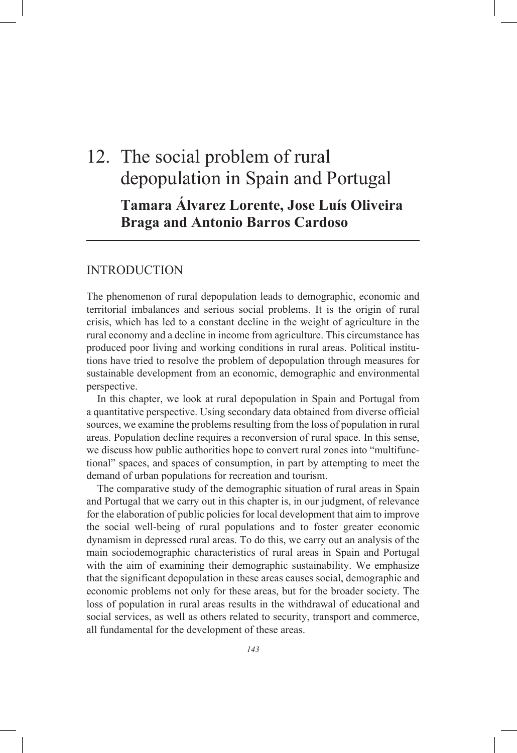# 12. The social problem of rural depopulation in Spain and Portugal

**Tamara Álvarez Lorente, Jose Luís Oliveira Braga and Antonio Barros Cardoso**

## INTRODUCTION

The phenomenon of rural depopulation leads to demographic, economic and territorial imbalances and serious social problems. It is the origin of rural crisis, which has led to a constant decline in the weight of agriculture in the rural economy and a decline in income from agriculture. This circumstance has produced poor living and working conditions in rural areas. Political institutions have tried to resolve the problem of depopulation through measures for sustainable development from an economic, demographic and environmental perspective.

In this chapter, we look at rural depopulation in Spain and Portugal from a quantitative perspective. Using secondary data obtained from diverse official sources, we examine the problems resulting from the loss of population in rural areas. Population decline requires a reconversion of rural space. In this sense, we discuss how public authorities hope to convert rural zones into "multifunctional" spaces, and spaces of consumption, in part by attempting to meet the demand of urban populations for recreation and tourism.

The comparative study of the demographic situation of rural areas in Spain and Portugal that we carry out in this chapter is, in our judgment, of relevance for the elaboration of public policies for local development that aim to improve the social well-being of rural populations and to foster greater economic dynamism in depressed rural areas. To do this, we carry out an analysis of the main sociodemographic characteristics of rural areas in Spain and Portugal with the aim of examining their demographic sustainability. We emphasize that the significant depopulation in these areas causes social, demographic and economic problems not only for these areas, but for the broader society. The loss of population in rural areas results in the withdrawal of educational and social services, as well as others related to security, transport and commerce, all fundamental for the development of these areas.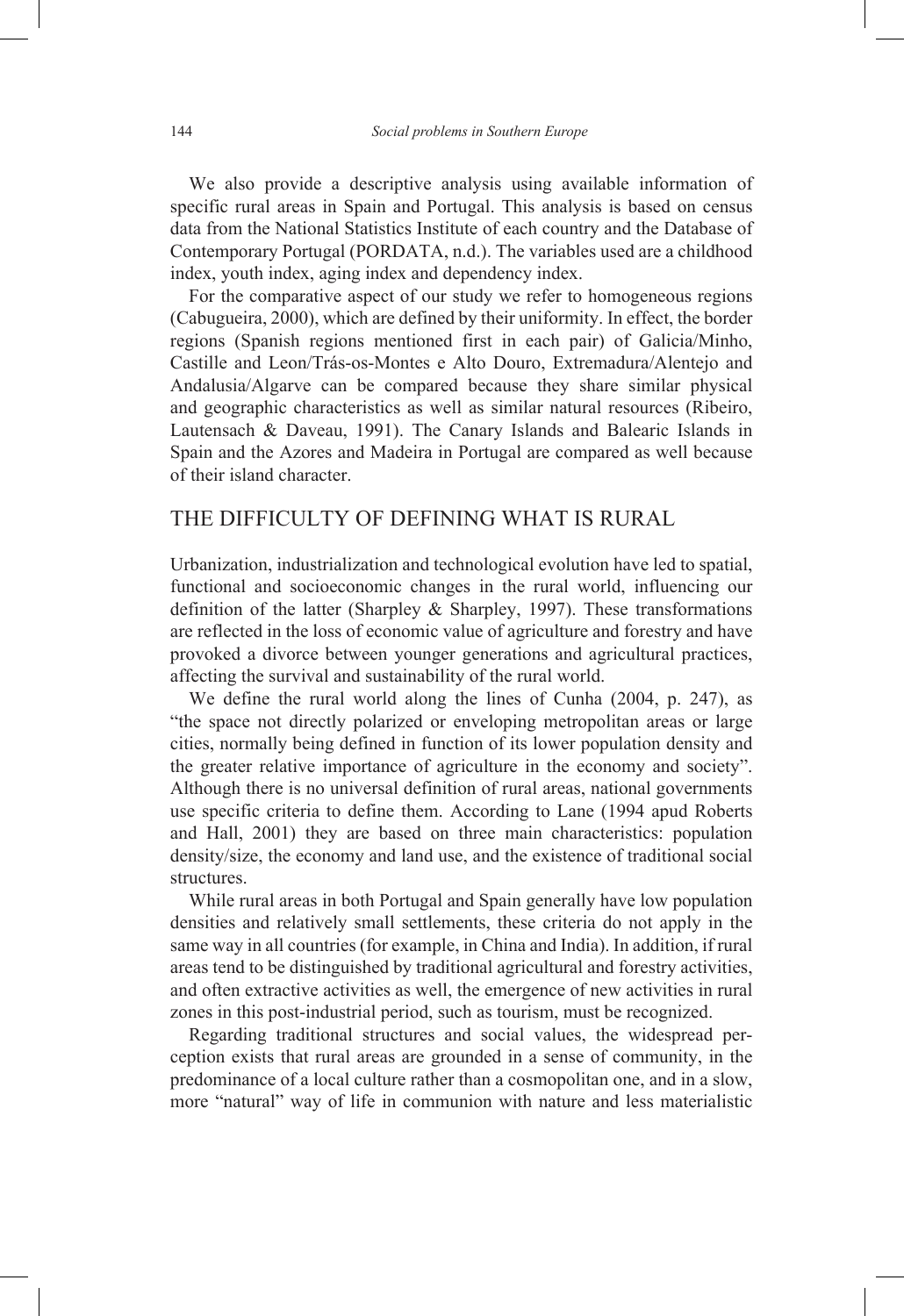We also provide a descriptive analysis using available information of specific rural areas in Spain and Portugal. This analysis is based on census data from the National Statistics Institute of each country and the Database of Contemporary Portugal (PORDATA, n.d.). The variables used are a childhood index, youth index, aging index and dependency index.

For the comparative aspect of our study we refer to homogeneous regions (Cabugueira, 2000), which are defined by their uniformity. In effect, the border regions (Spanish regions mentioned first in each pair) of Galicia/Minho, Castille and Leon/Trás-os-Montes e Alto Douro, Extremadura/Alentejo and Andalusia/Algarve can be compared because they share similar physical and geographic characteristics as well as similar natural resources (Ribeiro, Lautensach & Daveau, 1991). The Canary Islands and Balearic Islands in Spain and the Azores and Madeira in Portugal are compared as well because of their island character.

## THE DIFFICULTY OF DEFINING WHAT IS RURAL

Urbanization, industrialization and technological evolution have led to spatial, functional and socioeconomic changes in the rural world, influencing our definition of the latter (Sharpley & Sharpley, 1997). These transformations are reflected in the loss of economic value of agriculture and forestry and have provoked a divorce between younger generations and agricultural practices, affecting the survival and sustainability of the rural world.

We define the rural world along the lines of Cunha (2004, p. 247), as "the space not directly polarized or enveloping metropolitan areas or large cities, normally being defined in function of its lower population density and the greater relative importance of agriculture in the economy and society". Although there is no universal definition of rural areas, national governments use specific criteria to define them. According to Lane (1994 apud Roberts and Hall, 2001) they are based on three main characteristics: population density/size, the economy and land use, and the existence of traditional social structures.

While rural areas in both Portugal and Spain generally have low population densities and relatively small settlements, these criteria do not apply in the same way in all countries (for example, in China and India). In addition, if rural areas tend to be distinguished by traditional agricultural and forestry activities, and often extractive activities as well, the emergence of new activities in rural zones in this post-industrial period, such as tourism, must be recognized.

Regarding traditional structures and social values, the widespread perception exists that rural areas are grounded in a sense of community, in the predominance of a local culture rather than a cosmopolitan one, and in a slow, more "natural" way of life in communion with nature and less materialistic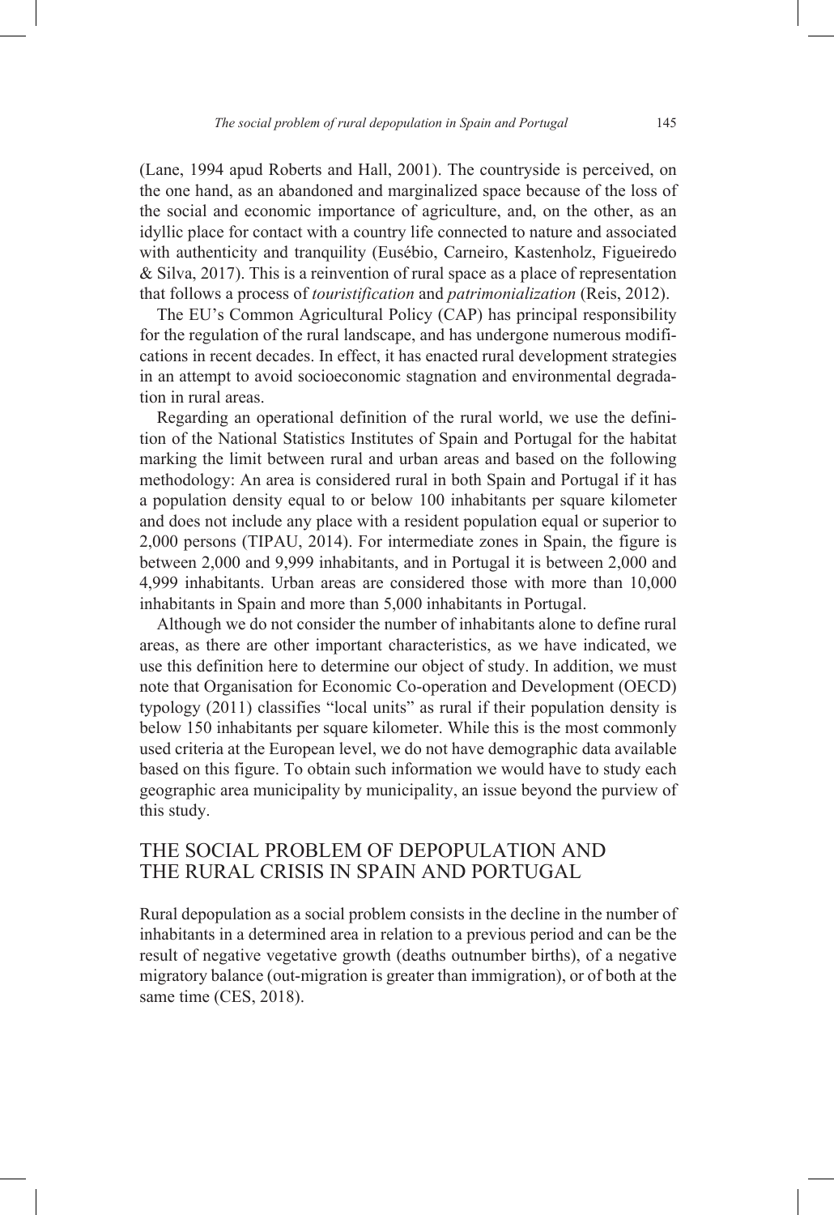(Lane, 1994 apud Roberts and Hall, 2001). The countryside is perceived, on the one hand, as an abandoned and marginalized space because of the loss of the social and economic importance of agriculture, and, on the other, as an idyllic place for contact with a country life connected to nature and associated with authenticity and tranquility (Eusébio, Carneiro, Kastenholz, Figueiredo & Silva, 2017). This is a reinvention of rural space as a place of representation that follows a process of *touristification* and *patrimonialization* (Reis, 2012).

The EU's Common Agricultural Policy (CAP) has principal responsibility for the regulation of the rural landscape, and has undergone numerous modifications in recent decades. In effect, it has enacted rural development strategies in an attempt to avoid socioeconomic stagnation and environmental degradation in rural areas.

Regarding an operational definition of the rural world, we use the definition of the National Statistics Institutes of Spain and Portugal for the habitat marking the limit between rural and urban areas and based on the following methodology: An area is considered rural in both Spain and Portugal if it has a population density equal to or below 100 inhabitants per square kilometer and does not include any place with a resident population equal or superior to 2,000 persons (TIPAU, 2014). For intermediate zones in Spain, the figure is between 2,000 and 9,999 inhabitants, and in Portugal it is between 2,000 and 4,999 inhabitants. Urban areas are considered those with more than 10,000 inhabitants in Spain and more than 5,000 inhabitants in Portugal.

Although we do not consider the number of inhabitants alone to define rural areas, as there are other important characteristics, as we have indicated, we use this definition here to determine our object of study. In addition, we must note that Organisation for Economic Co-operation and Development (OECD) typology (2011) classifies "local units" as rural if their population density is below 150 inhabitants per square kilometer. While this is the most commonly used criteria at the European level, we do not have demographic data available based on this figure. To obtain such information we would have to study each geographic area municipality by municipality, an issue beyond the purview of this study.

## THE SOCIAL PROBLEM OF DEPOPULATION AND THE RURAL CRISIS IN SPAIN AND PORTUGAL

Rural depopulation as a social problem consists in the decline in the number of inhabitants in a determined area in relation to a previous period and can be the result of negative vegetative growth (deaths outnumber births), of a negative migratory balance (out-migration is greater than immigration), or of both at the same time (CES, 2018).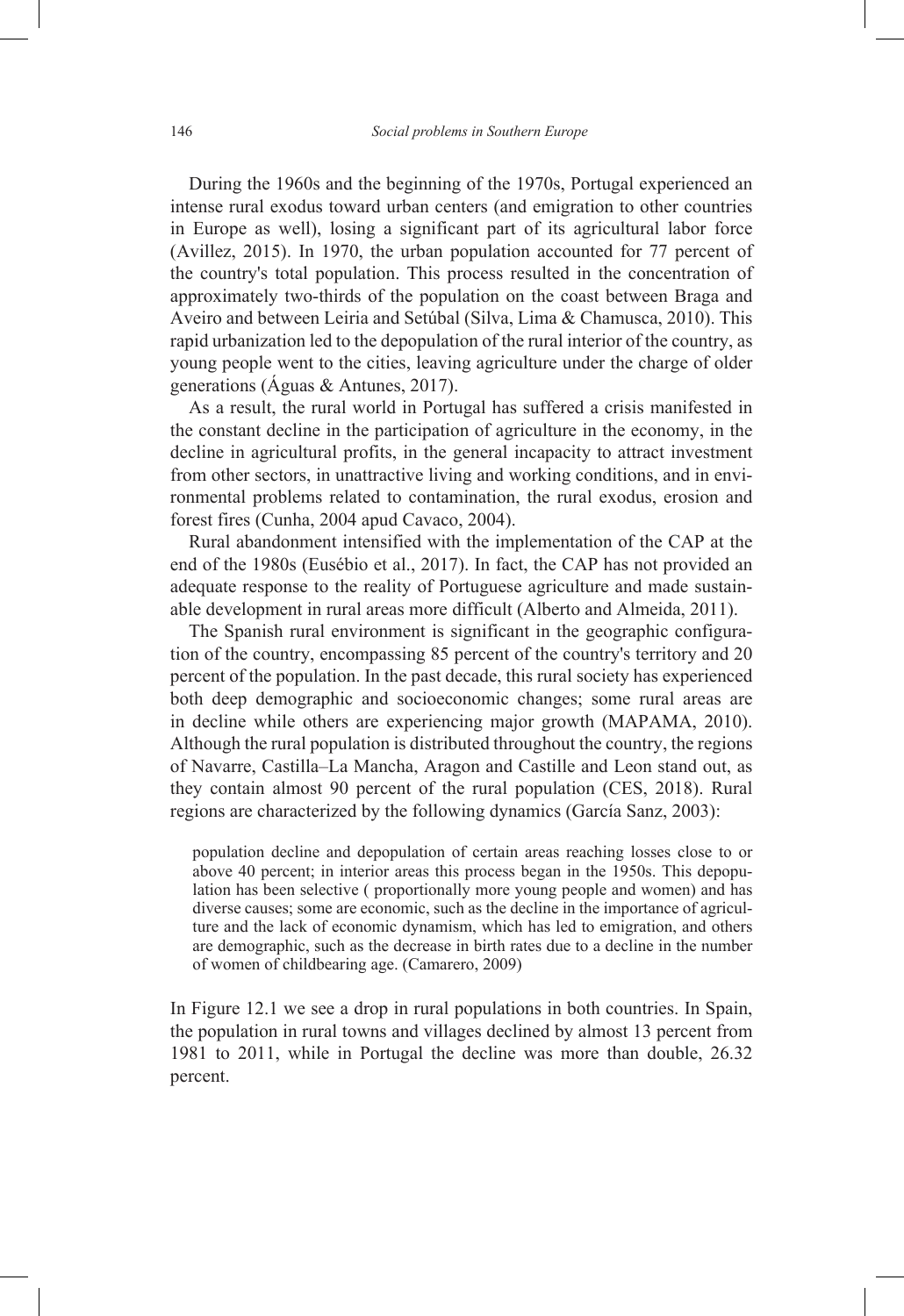During the 1960s and the beginning of the 1970s, Portugal experienced an intense rural exodus toward urban centers (and emigration to other countries in Europe as well), losing a significant part of its agricultural labor force (Avillez, 2015). In 1970, the urban population accounted for 77 percent of the country's total population. This process resulted in the concentration of approximately two-thirds of the population on the coast between Braga and Aveiro and between Leiria and Setúbal (Silva, Lima & Chamusca, 2010). This rapid urbanization led to the depopulation of the rural interior of the country, as young people went to the cities, leaving agriculture under the charge of older generations (Águas & Antunes, 2017).

As a result, the rural world in Portugal has suffered a crisis manifested in the constant decline in the participation of agriculture in the economy, in the decline in agricultural profits, in the general incapacity to attract investment from other sectors, in unattractive living and working conditions, and in environmental problems related to contamination, the rural exodus, erosion and forest fires (Cunha, 2004 apud Cavaco, 2004).

Rural abandonment intensified with the implementation of the CAP at the end of the 1980s (Eusébio et al., 2017). In fact, the CAP has not provided an adequate response to the reality of Portuguese agriculture and made sustainable development in rural areas more difficult (Alberto and Almeida, 2011).

The Spanish rural environment is significant in the geographic configuration of the country, encompassing 85 percent of the country's territory and 20 percent of the population. In the past decade, this rural society has experienced both deep demographic and socioeconomic changes; some rural areas are in decline while others are experiencing major growth (MAPAMA, 2010). Although the rural population is distributed throughout the country, the regions of Navarre, Castilla–La Mancha, Aragon and Castille and Leon stand out, as they contain almost 90 percent of the rural population (CES, 2018). Rural regions are characterized by the following dynamics (García Sanz, 2003):

> population decline and depopulation of certain areas reaching losses close to or above 40 percent; in interior areas this process began in the 1950s. This depopulation has been selective ( proportionally more young people and women) and has diverse causes; some are economic, such as the decline in the importance of agriculture and the lack of economic dynamism, which has led to emigration, and others are demographic, such as the decrease in birth rates due to a decline in the number of women of childbearing age. (Camarero, 2009)

In Figure 12.1 we see a drop in rural populations in both countries. In Spain, the population in rural towns and villages declined by almost 13 percent from 1981 to 2011, while in Portugal the decline was more than double, 26.32 percent.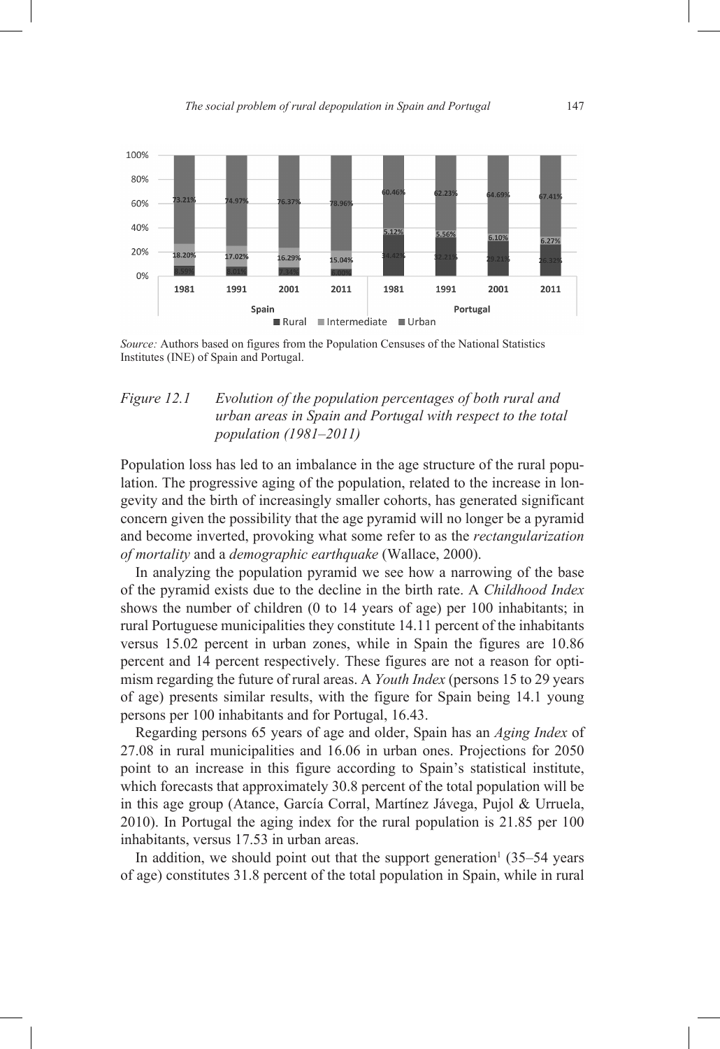*Source:* Authors based on figures from the Population Censuses of the National Statistics Institutes (INE) of Spain and Portugal.

*Figure 12.1 Evolution of the population percentages of both rural and urban areas in Spain and Portugal with respect to the total population (1981–2011)*

Population loss has led to an imbalance in the age structure of the rural population. The progressive aging of the population, related to the increase in longevity and the birth of increasingly smaller cohorts, has generated significant concern given the possibility that the age pyramid will no longer be a pyramid and become inverted, provoking what some refer to as the *rectangularization of mortality* and a *demographic earthquake* (Wallace, 2000).

In analyzing the population pyramid we see how a narrowing of the base of the pyramid exists due to the decline in the birth rate. A *Childhood Index* shows the number of children (0 to 14 years of age) per 100 inhabitants; in rural Portuguese municipalities they constitute 14.11 percent of the inhabitants versus 15.02 percent in urban zones, while in Spain the figures are 10.86 percent and 14 percent respectively. These figures are not a reason for optimism regarding the future of rural areas. A *Youth Index* (persons 15 to 29 years of age) presents similar results, with the figure for Spain being 14.1 young persons per 100 inhabitants and for Portugal, 16.43.

Regarding persons 65 years of age and older, Spain has an *Aging Index* of 27.08 in rural municipalities and 16.06 in urban ones. Projections for 2050 point to an increase in this figure according to Spain's statistical institute, which forecasts that approximately 30.8 percent of the total population will be in this age group (Atance, García Corral, Martínez Jávega, Pujol & Urruela, 2010). In Portugal the aging index for the rural population is 21.85 per 100 inhabitants, versus 17.53 in urban areas.

In addition, we should point out that the support generation[1] (35–54 years of age) constitutes 31.8 percent of the total population in Spain, while in rural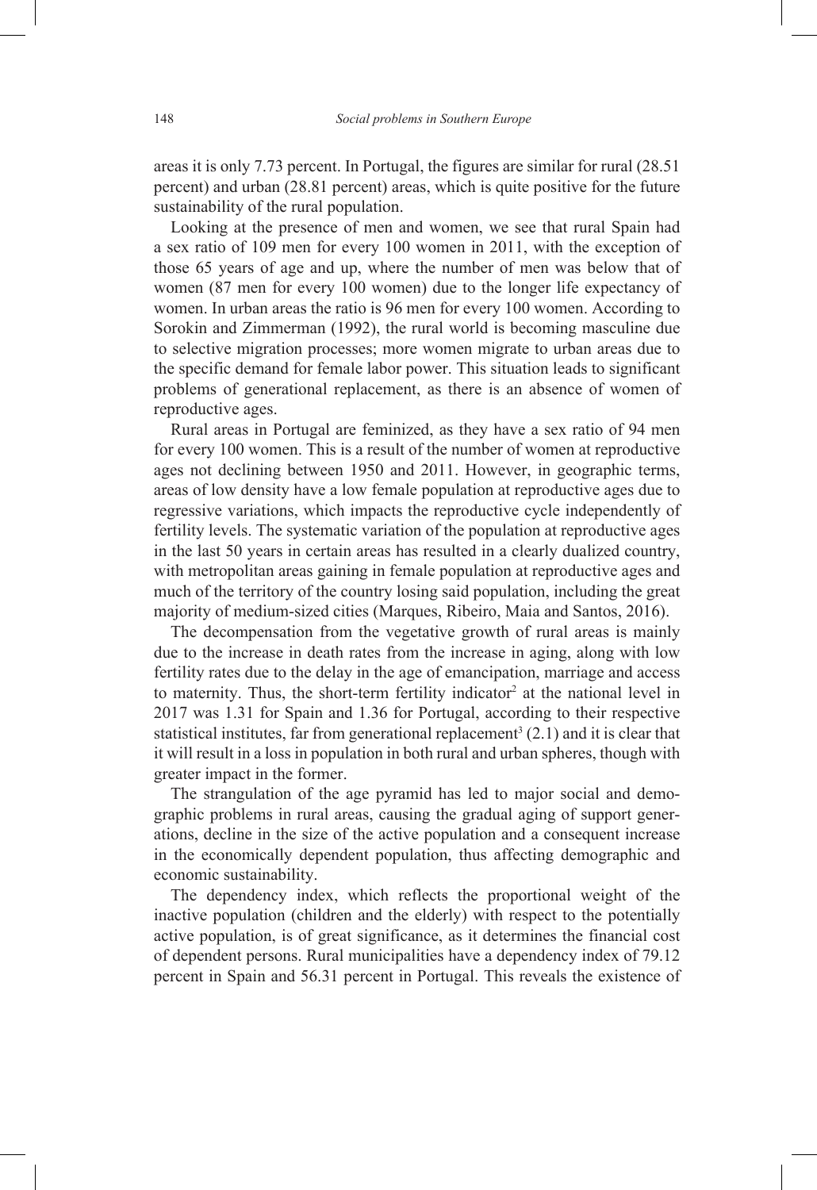areas it is only 7.73 percent. In Portugal, the figures are similar for rural (28.51 percent) and urban (28.81 percent) areas, which is quite positive for the future sustainability of the rural population.

Looking at the presence of men and women, we see that rural Spain had a sex ratio of 109 men for every 100 women in 2011, with the exception of those 65 years of age and up, where the number of men was below that of women (87 men for every 100 women) due to the longer life expectancy of women. In urban areas the ratio is 96 men for every 100 women. According to Sorokin and Zimmerman (1992), the rural world is becoming masculine due to selective migration processes; more women migrate to urban areas due to the specific demand for female labor power. This situation leads to significant problems of generational replacement, as there is an absence of women of reproductive ages.

Rural areas in Portugal are feminized, as they have a sex ratio of 94 men for every 100 women. This is a result of the number of women at reproductive ages not declining between 1950 and 2011. However, in geographic terms, areas of low density have a low female population at reproductive ages due to regressive variations, which impacts the reproductive cycle independently of fertility levels. The systematic variation of the population at reproductive ages in the last 50 years in certain areas has resulted in a clearly dualized country, with metropolitan areas gaining in female population at reproductive ages and much of the territory of the country losing said population, including the great majority of medium-sized cities (Marques, Ribeiro, Maia and Santos, 2016).

The decompensation from the vegetative growth of rural areas is mainly due to the increase in death rates from the increase in aging, along with low fertility rates due to the delay in the age of emancipation, marriage and access to maternity. Thus, the short-term fertility indicator[2] at the national level in 2017 was 1.31 for Spain and 1.36 for Portugal, according to their respective statistical institutes, far from generational replacement[3] (2.1) and it is clear that it will result in a loss in population in both rural and urban spheres, though with greater impact in the former.

The strangulation of the age pyramid has led to major social and demographic problems in rural areas, causing the gradual aging of support generations, decline in the size of the active population and a consequent increase in the economically dependent population, thus affecting demographic and economic sustainability.

The dependency index, which reflects the proportional weight of the inactive population (children and the elderly) with respect to the potentially active population, is of great significance, as it determines the financial cost of dependent persons. Rural municipalities have a dependency index of 79.12 percent in Spain and 56.31 percent in Portugal. This reveals the existence of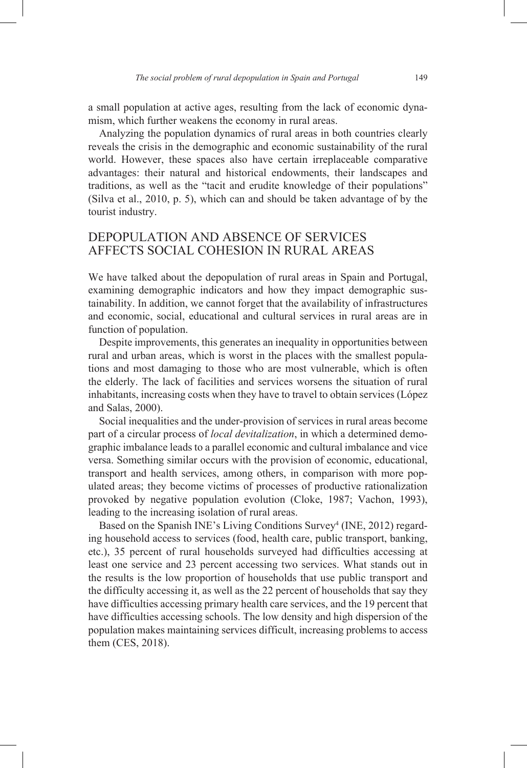a small population at active ages, resulting from the lack of economic dynamism, which further weakens the economy in rural areas.

Analyzing the population dynamics of rural areas in both countries clearly reveals the crisis in the demographic and economic sustainability of the rural world. However, these spaces also have certain irreplaceable comparative advantages: their natural and historical endowments, their landscapes and traditions, as well as the "tacit and erudite knowledge of their populations" (Silva et al., 2010, p. 5), which can and should be taken advantage of by the tourist industry.

## DEPOPULATION AND ABSENCE OF SERVICES AFFECTS SOCIAL COHESION IN RURAL AREAS

We have talked about the depopulation of rural areas in Spain and Portugal, examining demographic indicators and how they impact demographic sustainability. In addition, we cannot forget that the availability of infrastructures and economic, social, educational and cultural services in rural areas are in function of population.

Despite improvements, this generates an inequality in opportunities between rural and urban areas, which is worst in the places with the smallest populations and most damaging to those who are most vulnerable, which is often the elderly. The lack of facilities and services worsens the situation of rural inhabitants, increasing costs when they have to travel to obtain services (López and Salas, 2000).

Social inequalities and the under-provision of services in rural areas become part of a circular process of *local devitalization*, in which a determined demographic imbalance leads to a parallel economic and cultural imbalance and vice versa. Something similar occurs with the provision of economic, educational, transport and health services, among others, in comparison with more populated areas; they become victims of processes of productive rationalization provoked by negative population evolution (Cloke, 1987; Vachon, 1993), leading to the increasing isolation of rural areas.

Based on the Spanish INE's Living Conditions Survey[4] (INE, 2012) regarding household access to services (food, health care, public transport, banking, etc.), 35 percent of rural households surveyed had difficulties accessing at least one service and 23 percent accessing two services. What stands out in the results is the low proportion of households that use public transport and the difficulty accessing it, as well as the 22 percent of households that say they have difficulties accessing primary health care services, and the 19 percent that have difficulties accessing schools. The low density and high dispersion of the population makes maintaining services difficult, increasing problems to access them (CES, 2018).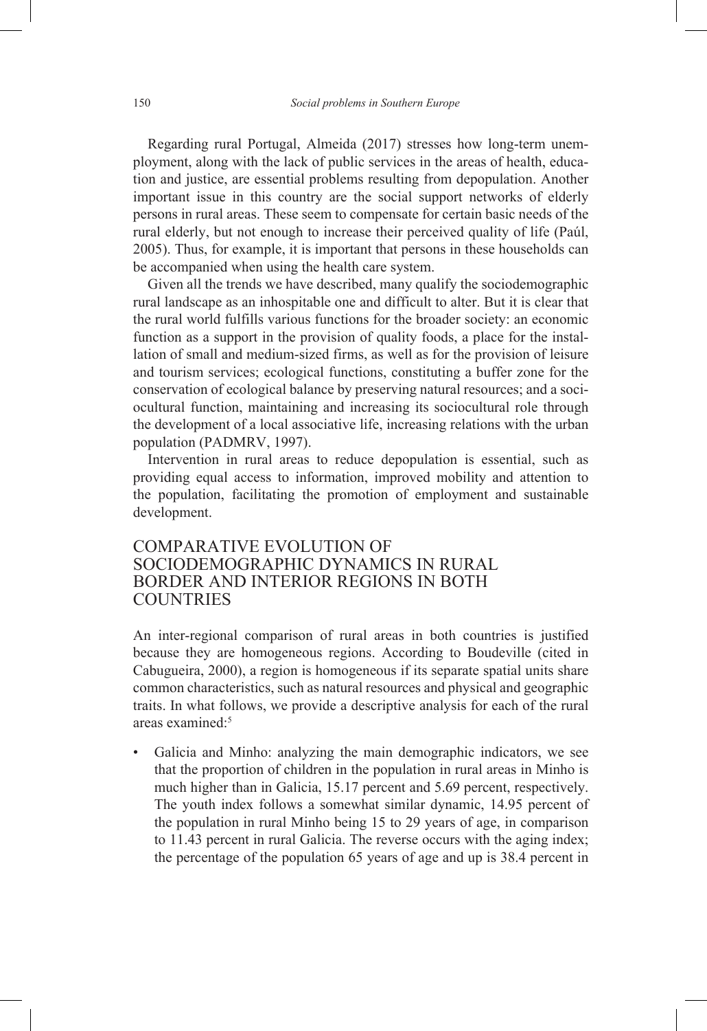Regarding rural Portugal, Almeida (2017) stresses how long-term unemployment, along with the lack of public services in the areas of health, education and justice, are essential problems resulting from depopulation. Another important issue in this country are the social support networks of elderly persons in rural areas. These seem to compensate for certain basic needs of the rural elderly, but not enough to increase their perceived quality of life (Paúl, 2005). Thus, for example, it is important that persons in these households can be accompanied when using the health care system.

Given all the trends we have described, many qualify the sociodemographic rural landscape as an inhospitable one and difficult to alter. But it is clear that the rural world fulfills various functions for the broader society: an economic function as a support in the provision of quality foods, a place for the installation of small and medium-sized firms, as well as for the provision of leisure and tourism services; ecological functions, constituting a buffer zone for the conservation of ecological balance by preserving natural resources; and a sociocultural function, maintaining and increasing its sociocultural role through the development of a local associative life, increasing relations with the urban population (PADMRV, 1997).

Intervention in rural areas to reduce depopulation is essential, such as providing equal access to information, improved mobility and attention to the population, facilitating the promotion of employment and sustainable development.

## COMPARATIVE EVOLUTION OF SOCIODEMOGRAPHIC DYNAMICS IN RURAL BORDER AND INTERIOR REGIONS IN BOTH COUNTRIES

An inter-regional comparison of rural areas in both countries is justified because they are homogeneous regions. According to Boudeville (cited in Cabugueira, 2000), a region is homogeneous if its separate spatial units share common characteristics, such as natural resources and physical and geographic traits. In what follows, we provide a descriptive analysis for each of the rural areas examined:[5]

- Galicia and Minho: analyzing the main demographic indicators, we see that the proportion of children in the population in rural areas in Minho is much higher than in Galicia, 15.17 percent and 5.69 percent, respectively. The youth index follows a somewhat similar dynamic, 14.95 percent of the population in rural Minho being 15 to 29 years of age, in comparison to 11.43 percent in rural Galicia. The reverse occurs with the aging index; the percentage of the population 65 years of age and up is 38.4 percent in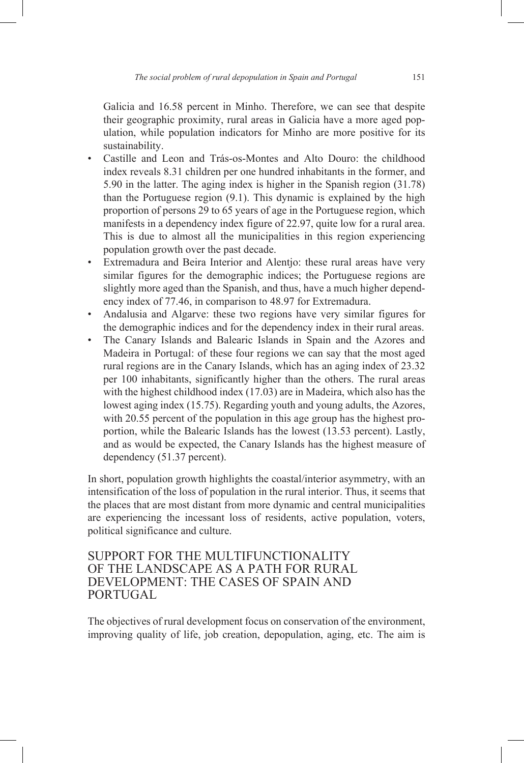Galicia and 16.58 percent in Minho. Therefore, we can see that despite their geographic proximity, rural areas in Galicia have a more aged population, while population indicators for Minho are more positive for its sustainability.

- Castille and Leon and Trás-os-Montes and Alto Douro: the childhood index reveals 8.31 children per one hundred inhabitants in the former, and 5.90 in the latter. The aging index is higher in the Spanish region (31.78) than the Portuguese region (9.1). This dynamic is explained by the high proportion of persons 29 to 65 years of age in the Portuguese region, which manifests in a dependency index figure of 22.97, quite low for a rural area. This is due to almost all the municipalities in this region experiencing population growth over the past decade.
- Extremadura and Beira Interior and Alentjo: these rural areas have very similar figures for the demographic indices; the Portuguese regions are slightly more aged than the Spanish, and thus, have a much higher dependency index of 77.46, in comparison to 48.97 for Extremadura.
- Andalusia and Algarve: these two regions have very similar figures for the demographic indices and for the dependency index in their rural areas.
- The Canary Islands and Balearic Islands in Spain and the Azores and Madeira in Portugal: of these four regions we can say that the most aged rural regions are in the Canary Islands, which has an aging index of 23.32 per 100 inhabitants, significantly higher than the others. The rural areas with the highest childhood index (17.03) are in Madeira, which also has the lowest aging index (15.75). Regarding youth and young adults, the Azores, with 20.55 percent of the population in this age group has the highest proportion, while the Balearic Islands has the lowest (13.53 percent). Lastly, and as would be expected, the Canary Islands has the highest measure of dependency (51.37 percent).

In short, population growth highlights the coastal/interior asymmetry, with an intensification of the loss of population in the rural interior. Thus, it seems that the places that are most distant from more dynamic and central municipalities are experiencing the incessant loss of residents, active population, voters, political significance and culture.

## SUPPORT FOR THE MULTIFUNCTIONALITY OF THE LANDSCAPE AS A PATH FOR RURAL DEVELOPMENT: THE CASES OF SPAIN AND PORTUGAL

The objectives of rural development focus on conservation of the environment, improving quality of life, job creation, depopulation, aging, etc. The aim is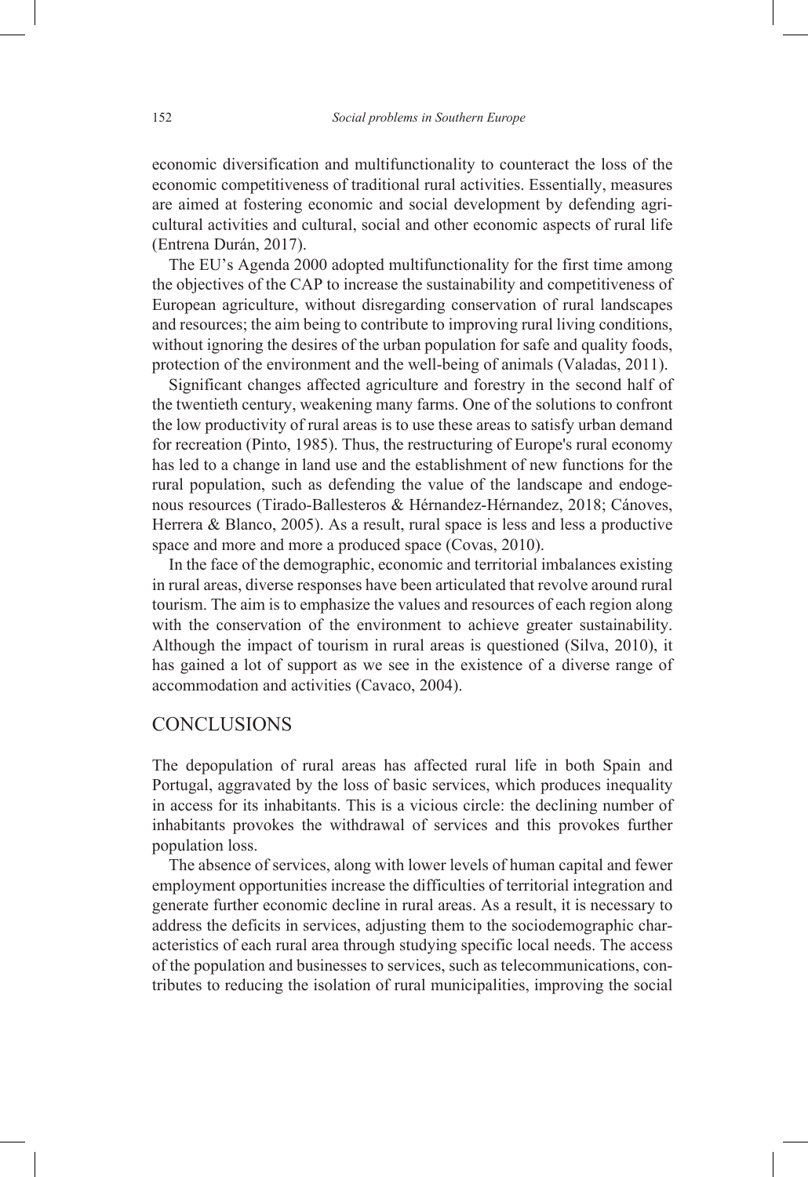economic diversification and multifunctionality to counteract the loss of the economic competitiveness of traditional rural activities. Essentially, measures are aimed at fostering economic and social development by defending agricultural activities and cultural, social and other economic aspects of rural life (Entrena Durán, 2017).

The EU's Agenda 2000 adopted multifunctionality for the first time among the objectives of the CAP to increase the sustainability and competitiveness of European agriculture, without disregarding conservation of rural landscapes and resources; the aim being to contribute to improving rural living conditions, without ignoring the desires of the urban population for safe and quality foods, protection of the environment and the well-being of animals (Valadas, 2011).

Significant changes affected agriculture and forestry in the second half of the twentieth century, weakening many farms. One of the solutions to confront the low productivity of rural areas is to use these areas to satisfy urban demand for recreation (Pinto, 1985). Thus, the restructuring of Europe's rural economy has led to a change in land use and the establishment of new functions for the rural population, such as defending the value of the landscape and endogenous resources (Tirado-Ballesteros & Hérnandez-Hérnandez, 2018; Cánoves, Herrera & Blanco, 2005). As a result, rural space is less and less a productive space and more and more a produced space (Covas, 2010).

In the face of the demographic, economic and territorial imbalances existing in rural areas, diverse responses have been articulated that revolve around rural tourism. The aim is to emphasize the values and resources of each region along with the conservation of the environment to achieve greater sustainability. Although the impact of tourism in rural areas is questioned (Silva, 2010), it has gained a lot of support as we see in the existence of a diverse range of accommodation and activities (Cavaco, 2004).

## CONCLUSIONS

The depopulation of rural areas has affected rural life in both Spain and Portugal, aggravated by the loss of basic services, which produces inequality in access for its inhabitants. This is a vicious circle: the declining number of inhabitants provokes the withdrawal of services and this provokes further population loss.

The absence of services, along with lower levels of human capital and fewer employment opportunities increase the difficulties of territorial integration and generate further economic decline in rural areas. As a result, it is necessary to address the deficits in services, adjusting them to the sociodemographic characteristics of each rural area through studying specific local needs. The access of the population and businesses to services, such as telecommunications, contributes to reducing the isolation of rural municipalities, improving the social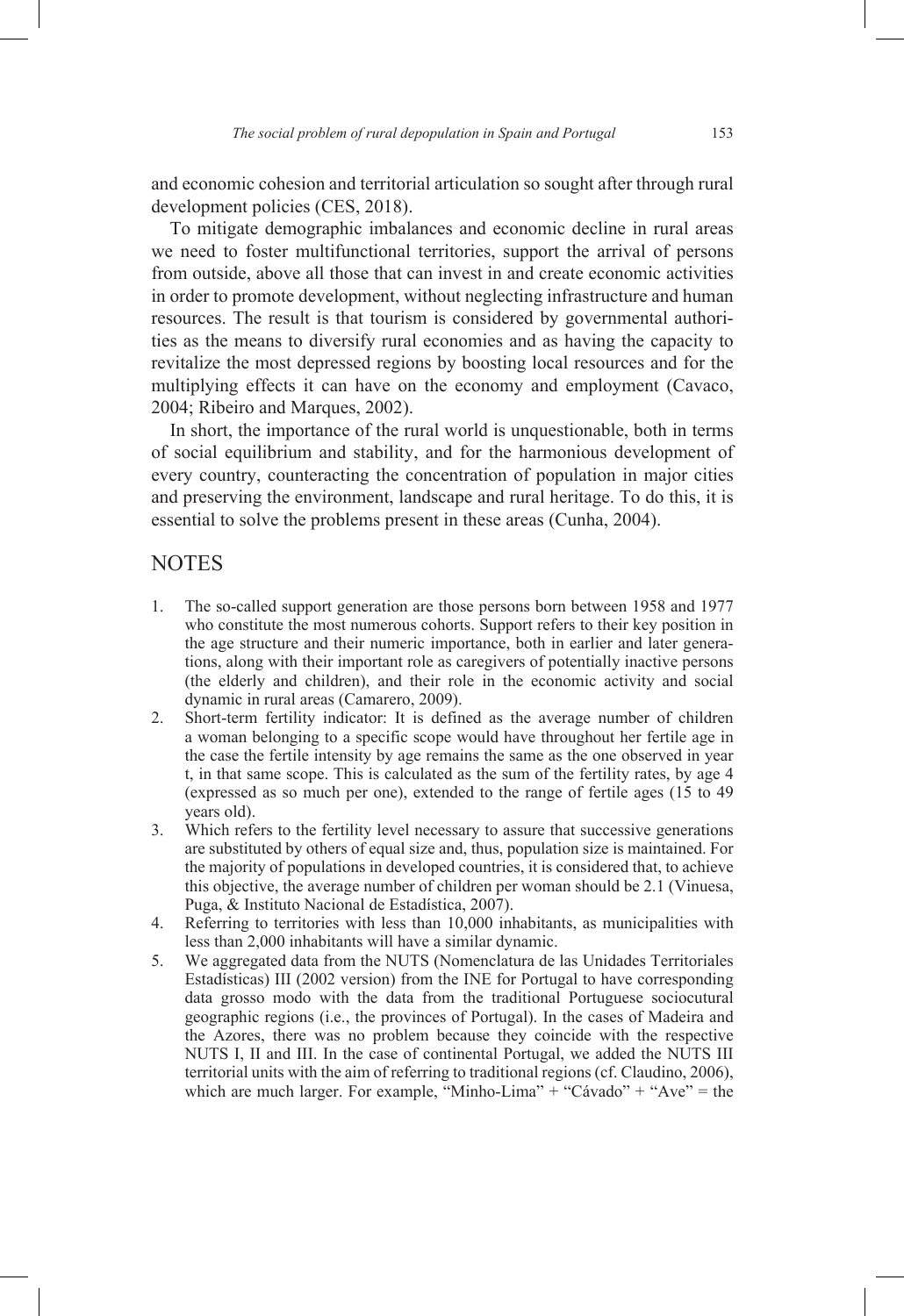and economic cohesion and territorial articulation so sought after through rural development policies (CES, 2018).

To mitigate demographic imbalances and economic decline in rural areas we need to foster multifunctional territories, support the arrival of persons from outside, above all those that can invest in and create economic activities in order to promote development, without neglecting infrastructure and human resources. The result is that tourism is considered by governmental authorities as the means to diversify rural economies and as having the capacity to revitalize the most depressed regions by boosting local resources and for the multiplying effects it can have on the economy and employment (Cavaco, 2004; Ribeiro and Marques, 2002).

In short, the importance of the rural world is unquestionable, both in terms of social equilibrium and stability, and for the harmonious development of every country, counteracting the concentration of population in major cities and preserving the environment, landscape and rural heritage. To do this, it is essential to solve the problems present in these areas (Cunha, 2004).

## NOTES

1. The so-called support generation are those persons born between 1958 and 1977 who constitute the most numerous cohorts. Support refers to their key position in the age structure and their numeric importance, both in earlier and later generations, along with their important role as caregivers of potentially inactive persons (the elderly and children), and their role in the economic activity and social dynamic in rural areas (Camarero, 2009).
2. Short-term fertility indicator: It is defined as the average number of children a woman belonging to a specific scope would have throughout her fertile age in the case the fertile intensity by age remains the same as the one observed in year t, in that same scope. This is calculated as the sum of the fertility rates, by age 4 (expressed as so much per one), extended to the range of fertile ages (15 to 49 years old).
3. Which refers to the fertility level necessary to assure that successive generations are substituted by others of equal size and, thus, population size is maintained. For the majority of populations in developed countries, it is considered that, to achieve this objective, the average number of children per woman should be 2.1 (Vinuesa, Puga, & Instituto Nacional de Estadística, 2007).
4. Referring to territories with less than 10,000 inhabitants, as municipalities with less than 2,000 inhabitants will have a similar dynamic.
5. We aggregated data from the NUTS (Nomenclatura de las Unidades Territoriales Estadísticas) III (2002 version) from the INE for Portugal to have corresponding data grosso modo with the data from the traditional Portuguese sociocutural geographic regions (i.e., the provinces of Portugal). In the cases of Madeira and the Azores, there was no problem because they coincide with the respective NUTS I, II and III. In the case of continental Portugal, we added the NUTS III territorial units with the aim of referring to traditional regions (cf. Claudino, 2006), which are much larger. For example, "Minho-Lima" + "Cávado" + "Ave" = the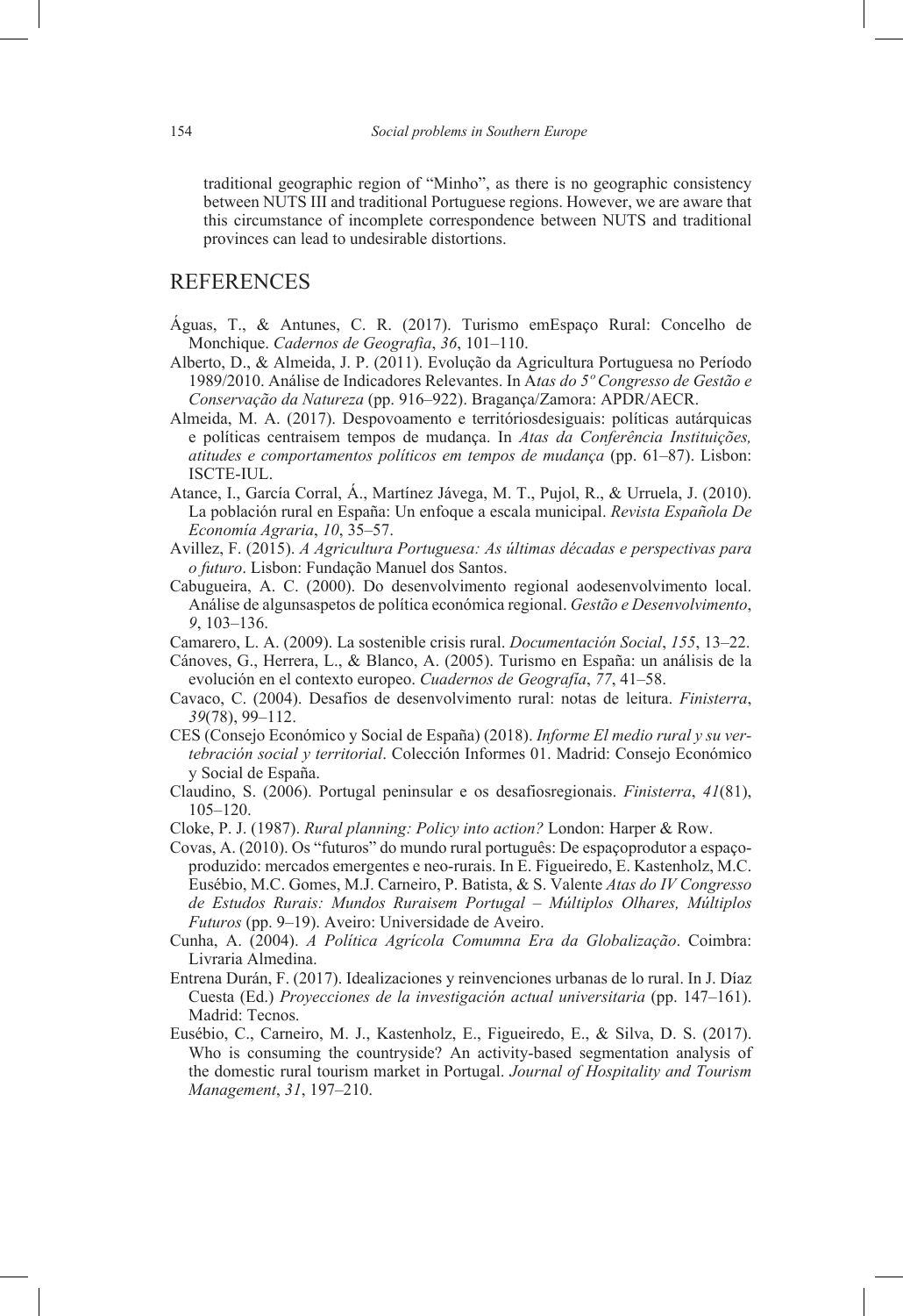traditional geographic region of "Minho", as there is no geographic consistency between NUTS III and traditional Portuguese regions. However, we are aware that this circumstance of incomplete correspondence between NUTS and traditional provinces can lead to undesirable distortions.

## REFERENCES

Águas, T., & Antunes, C. R. (2017). Turismo emEspaço Rural: Concelho de Monchique. *Cadernos de Geografia*, *36*, 101–110.

Alberto, D., & Almeida, J. P. (2011). Evolução da Agricultura Portuguesa no Período 1989/2010. Análise de Indicadores Relevantes. In A*tas do 5º Congresso de Gestão e Conservação da Natureza* (pp. 916–922). Bragança/Zamora: APDR/AECR.

Almeida, M. A. (2017). Despovoamento e territóriosdesiguais: políticas autárquicas e políticas centraisem tempos de mudança. In *Atas da Conferência Instituições, atitudes e comportamentos políticos em tempos de mudança* (pp. 61–87). Lisbon: ISCTE-IUL.

Atance, I., García Corral, Á., Martínez Jávega, M. T., Pujol, R., & Urruela, J. (2010). La población rural en España: Un enfoque a escala municipal. *Revista Española De Economía Agraria*, *10*, 35–57.

Avillez, F. (2015). *A Agricultura Portuguesa: As últimas décadas e perspectivas para o futuro*. Lisbon: Fundação Manuel dos Santos.

Cabugueira, A. C. (2000). Do desenvolvimento regional aodesenvolvimento local. Análise de algunsaspetos de política económica regional. *Gestão e Desenvolvimento*, *9*, 103–136.

Camarero, L. A. (2009). La sostenible crisis rural. *Documentación Social*, *155*, 13–22.

Cánoves, G., Herrera, L., & Blanco, A. (2005). Turismo en España: un análisis de la evolución en el contexto europeo. *Cuadernos de Geografía*, *77*, 41–58.

Cavaco, C. (2004). Desafios de desenvolvimento rural: notas de leitura. *Finisterra*, *39*(78), 99–112.

CES (Consejo Económico y Social de España) (2018). *Informe El medio rural y su vertebración social y territorial*. Colección Informes 01. Madrid: Consejo Económico y Social de España.

Claudino, S. (2006). Portugal peninsular e os desafiosregionais. *Finisterra*, *41*(81), 105–120.

Cloke, P. J. (1987). *Rural planning: Policy into action?* London: Harper & Row.

Covas, A. (2010). Os "futuros" do mundo rural português: De espaçoprodutor a espaço-produzido: mercados emergentes e neo-rurais. In E. Figueiredo, E. Kastenholz, M.C. Eusébio, M.C. Gomes, M.J. Carneiro, P. Batista, & S. Valente *Atas do IV Congresso de Estudos Rurais: Mundos Ruraisem Portugal – Múltiplos Olhares, Múltiplos Futuros* (pp. 9–19). Aveiro: Universidade de Aveiro.

Cunha, A. (2004). *A Política Agrícola Comumna Era da Globalização*. Coimbra: Livraria Almedina.

Entrena Durán, F. (2017). Idealizaciones y reinvenciones urbanas de lo rural. In J. Díaz Cuesta (Ed.) *Proyecciones de la investigación actual universitaria* (pp. 147–161). Madrid: Tecnos.

Eusébio, C., Carneiro, M. J., Kastenholz, E., Figueiredo, E., & Silva, D. S. (2017). Who is consuming the countryside? An activity-based segmentation analysis of the domestic rural tourism market in Portugal. *Journal of Hospitality and Tourism Management*, *31*, 197–210.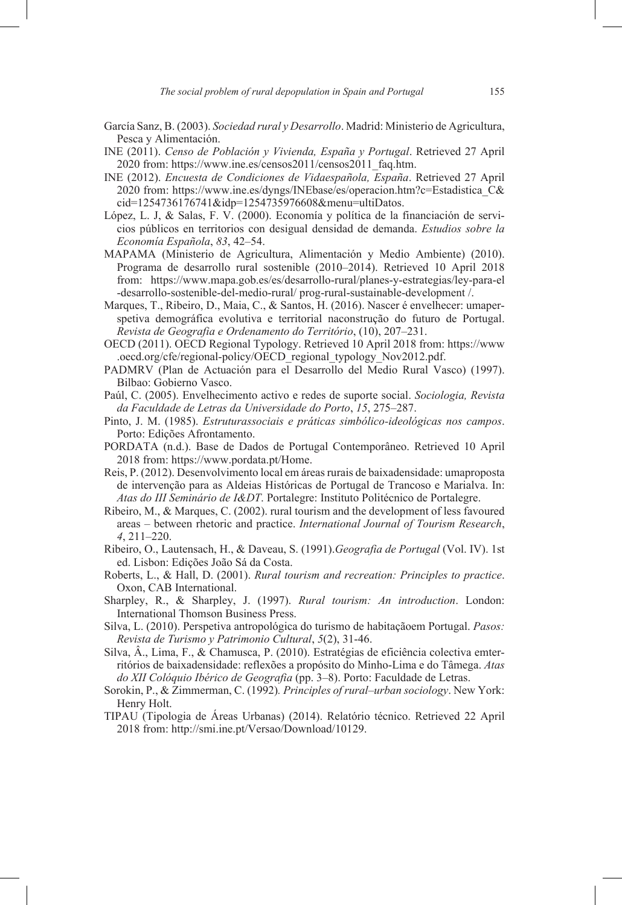García Sanz, B. (2003). *Sociedad rural y Desarrollo*. Madrid: Ministerio de Agricultura, Pesca y Alimentación.

INE (2011). *Censo de Población y Vivienda, España y Portugal*. Retrieved 27 April 2020 from: https://www.ine.es/censos2011/censos2011_faq.htm.

INE (2012). *Encuesta de Condiciones de Vidaespañola, España*. Retrieved 27 April 2020 from: https://www.ine.es/dyngs/INEbase/es/operacion.htm?c=Estadistica_C&cid=1254736176741&idp=1254735976608&menu=ultiDatos.

López, L. J, & Salas, F. V. (2000). Economía y política de la financiación de servicios públicos en territorios con desigual densidad de demanda. *Estudios sobre la Economía Española*, *83*, 42–54.

MAPAMA (Ministerio de Agricultura, Alimentación y Medio Ambiente) (2010). Programa de desarrollo rural sostenible (2010–2014). Retrieved 10 April 2018 from: https://www.mapa.gob.es/es/desarrollo-rural/planes-y-estrategias/ley-para-el-desarrollo-sostenible-del-medio-rural/ prog-rural-sustainable-development /.

Marques, T., Ribeiro, D., Maia, C., & Santos, H. (2016). Nascer é envelhecer: umaperspetiva demográfica evolutiva e territorial naconstrução do futuro de Portugal. *Revista de Geografia e Ordenamento do Território*, (10), 207–231.

OECD (2011). OECD Regional Typology. Retrieved 10 April 2018 from: https://www.oecd.org/cfe/regional-policy/OECD_regional_typology_Nov2012.pdf.

PADMRV (Plan de Actuación para el Desarrollo del Medio Rural Vasco) (1997). Bilbao: Gobierno Vasco.

Paúl, C. (2005). Envelhecimento activo e redes de suporte social. *Sociologia, Revista da Faculdade de Letras da Universidade do Porto*, *15*, 275–287.

Pinto, J. M. (1985). *Estruturassociais e práticas simbólico-ideológicas nos campos*. Porto: Edições Afrontamento.

PORDATA (n.d.). Base de Dados de Portugal Contemporâneo. Retrieved 10 April 2018 from: https://www.pordata.pt/Home.

Reis, P. (2012). Desenvolvimento local em áreas rurais de baixadensidade: umaproposta de intervenção para as Aldeias Históricas de Portugal de Trancoso e Marialva. In: *Atas do III Seminário de I&DT*. Portalegre: Instituto Politécnico de Portalegre.

Ribeiro, M., & Marques, C. (2002). rural tourism and the development of less favoured areas – between rhetoric and practice. *International Journal of Tourism Research*, *4*, 211–220.

Ribeiro, O., Lautensach, H., & Daveau, S. (1991).*Geografia de Portugal* (Vol. IV). 1st ed. Lisbon: Edições João Sá da Costa.

Roberts, L., & Hall, D. (2001). *Rural tourism and recreation: Principles to practice*. Oxon, CAB International.

Sharpley, R., & Sharpley, J. (1997). *Rural tourism: An introduction*. London: International Thomson Business Press.

Silva, L. (2010). Perspetiva antropológica do turismo de habitaçãoem Portugal. *Pasos: Revista de Turismo y Patrimonio Cultural*, *5*(2), 31-46.

Silva, Â., Lima, F., & Chamusca, P. (2010). Estratégias de eficiência colectiva emterritórios de baixadensidade: reflexões a propósito do Minho-Lima e do Tâmega. *Atas do XII Colóquio Ibérico de Geografia* (pp. 3–8). Porto: Faculdade de Letras.

Sorokin, P., & Zimmerman, C. (1992). *Principles of rural–urban sociology*. New York: Henry Holt.

TIPAU (Tipologia de Áreas Urbanas) (2014). Relatório técnico. Retrieved 22 April 2018 from: http://smi.ine.pt/Versao/Download/10129.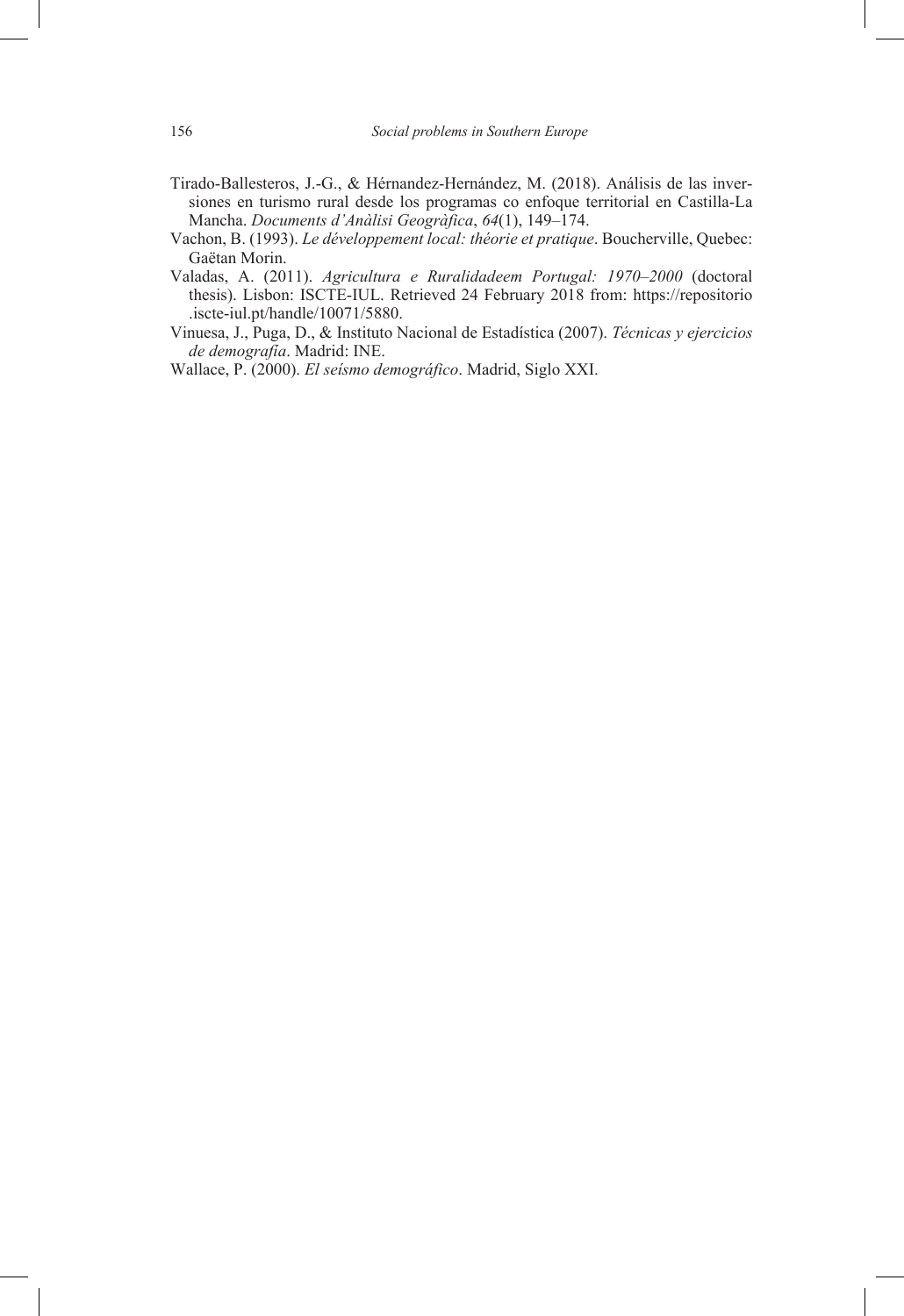Tirado-Ballesteros, J.-G., & Hérnandez-Hernández, M. (2018). Análisis de las inversiones en turismo rural desde los programas co enfoque territorial en Castilla-La Mancha. *Documents d'Anàlisi Geogràfica*, *64*(1), 149–174.

Vachon, B. (1993). *Le développement local: théorie et pratique*. Boucherville, Quebec: Gaëtan Morin.

Valadas, A. (2011). *Agricultura e Ruralidadeem Portugal: 1970–2000* (doctoral thesis). Lisbon: ISCTE-IUL. Retrieved 24 February 2018 from: https://repositorio.iscte-iul.pt/handle/10071/5880.

Vinuesa, J., Puga, D., & Instituto Nacional de Estadística (2007). *Técnicas y ejercicios de demografía*. Madrid: INE.

Wallace, P. (2000). *El seísmo demográfico*. Madrid, Siglo XXI.